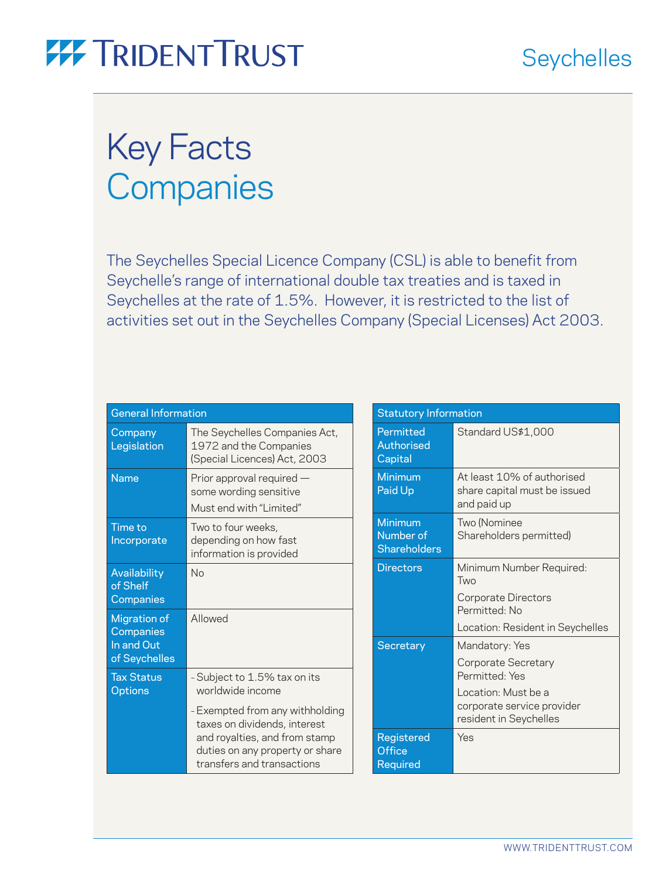# Key Facts
## Companies

The Seychelles Special Licence Company (CSL) is able to benefit from Seychelle's range of international double tax treaties and is taxed in Seychelles at the rate of 1.5%. However, it is restricted to the list of activities set out in the Seychelles Company (Special Licenses) Act 2003.

| General Information | |
|---|---|
| Company Legislation | The Seychelles Companies Act, 1972 and the Companies (Special Licences) Act, 2003 |
| Name | Prior approval required — some wording sensitive<br>Must end with "Limited" |
| Time to Incorporate | Two to four weeks, depending on how fast information is provided |
| Availability of Shelf Companies | No |
| Migration of Companies In and Out of Seychelles | Allowed |
| Tax Status Options | - Subject to 1.5% tax on its worldwide income<br>- Exempted from any withholding taxes on dividends, interest and royalties, and from stamp duties on any property or share transfers and transactions |

| Statutory Information | |
|---|---|
| Permitted Authorised Capital | Standard US$1,000 |
| Minimum Paid Up | At least 10% of authorised share capital must be issued and paid up |
| Minimum Number of Shareholders | Two (Nominee Shareholders permitted) |
| Directors | Minimum Number Required: Two<br>Corporate Directors Permitted: No<br>Location: Resident in Seychelles |
| Secretary | Mandatory: Yes<br>Corporate Secretary Permitted: Yes<br>Location: Must be a corporate service provider resident in Seychelles |
| Registered Office Required | Yes |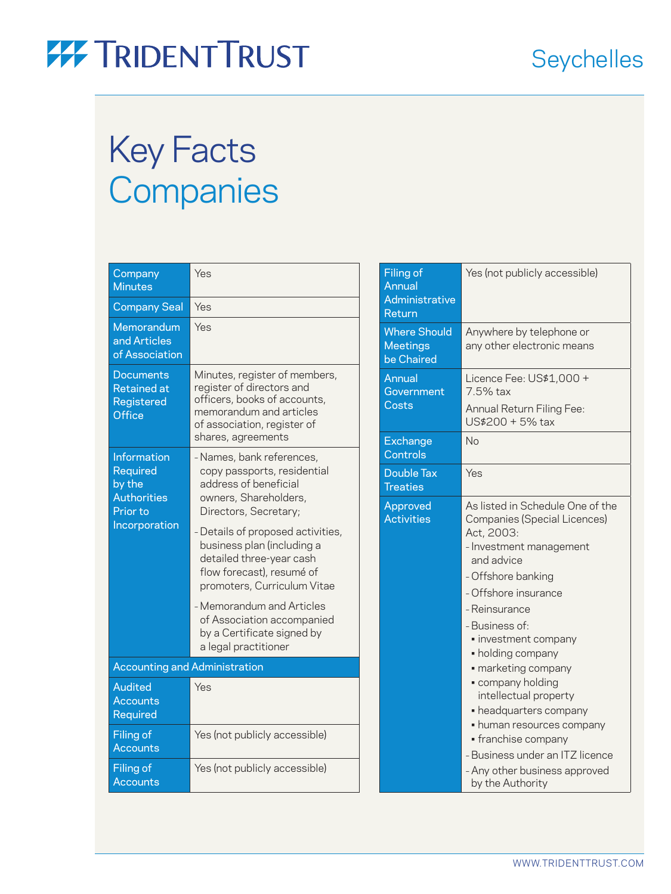# Key Facts
## Companies

| Company Minutes | Yes |
| --- | --- |
| Company Seal | Yes |
| Memorandum and Articles of Association | Yes |
| Documents Retained at Registered Office | Minutes, register of members, register of directors and officers, books of accounts, memorandum and articles of association, register of shares, agreements |
| Information Required by the Authorities Prior to Incorporation | - Names, bank references, copy passports, residential address of beneficial owners, Shareholders, Directors, Secretary;<br>- Details of proposed activities, business plan (including a detailed three-year cash flow forecast), resumé of promoters, Curriculum Vitae<br>- Memorandum and Articles of Association accompanied by a Certificate signed by a legal practitioner |
| **Accounting and Administration** | |
| Audited Accounts Required | Yes |
| Filing of Accounts | Yes (not publicly accessible) |
| Filing of Accounts | Yes (not publicly accessible) |

| Filing of Annual Administrative Return | Yes (not publicly accessible) |
| --- | --- |
| Where Should Meetings be Chaired | Anywhere by telephone or any other electronic means |
| Annual Government Costs | Licence Fee: US$1,000 + 7.5% tax<br>Annual Return Filing Fee: US$200 + 5% tax |
| Exchange Controls | No |
| Double Tax Treaties | Yes |
| Approved Activities | As listed in Schedule One of the Companies (Special Licences) Act, 2003:<br>- Investment management and advice<br>- Offshore banking<br>- Offshore insurance<br>- Reinsurance<br>- Business of:<br>▪ investment company<br>▪ holding company<br>▪ marketing company<br>▪ company holding intellectual property<br>▪ headquarters company<br>▪ human resources company<br>▪ franchise company<br>- Business under an ITZ licence<br>- Any other business approved by the Authority |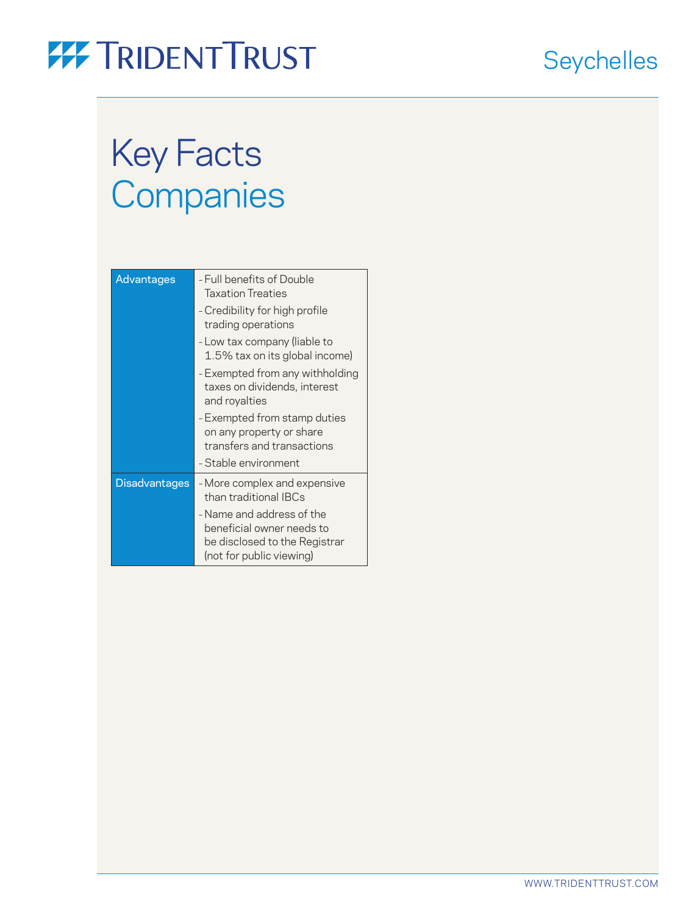# Key Facts
## Companies

| | |
|---|---|
| Advantages | - Full benefits of Double Taxation Treaties<br>- Credibility for high profile trading operations<br>- Low tax company (liable to 1.5% tax on its global income)<br>- Exempted from any withholding taxes on dividends, interest and royalties<br>- Exempted from stamp duties on any property or share transfers and transactions<br>- Stable environment |
| Disadvantages | - More complex and expensive than traditional IBCs<br>- Name and address of the beneficial owner needs to be disclosed to the Registrar (not for public viewing) |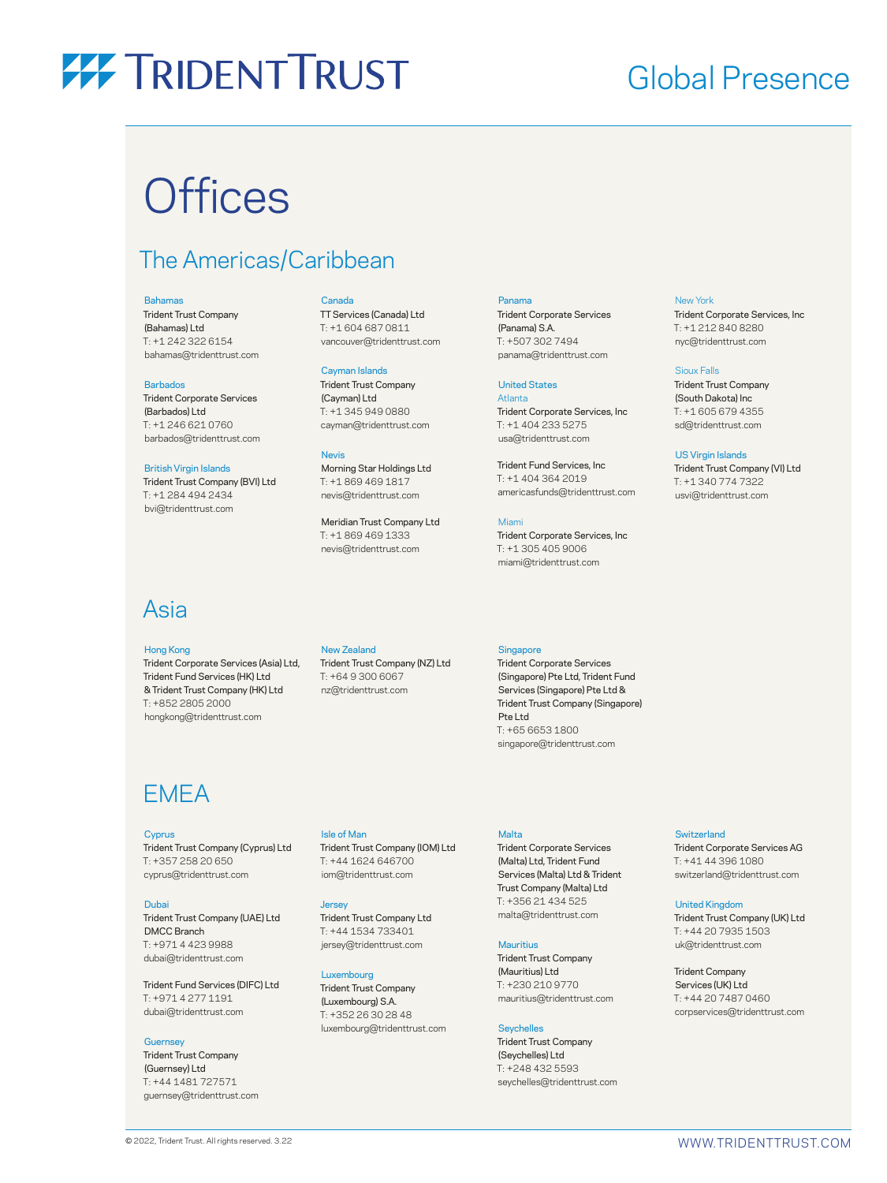TRIDENT TRUST

# Global Presence

# Offices

## The Americas/Caribbean

**Bahamas**
Trident Trust Company (Bahamas) Ltd
T: +1 242 322 6154
bahamas@tridenttrust.com

**Barbados**
Trident Corporate Services (Barbados) Ltd
T: +1 246 621 0760
barbados@tridenttrust.com

**British Virgin Islands**
Trident Trust Company (BVI) Ltd
T: +1 284 494 2434
bvi@tridenttrust.com

**Canada**
TT Services (Canada) Ltd
T: +1 604 687 0811
vancouver@tridenttrust.com

**Cayman Islands**
Trident Trust Company (Cayman) Ltd
T: +1 345 949 0880
cayman@tridenttrust.com

**Nevis**
Morning Star Holdings Ltd
T: +1 869 469 1817
nevis@tridenttrust.com

Meridian Trust Company Ltd
T: +1 869 469 1333
nevis@tridenttrust.com

**Panama**
Trident Corporate Services (Panama) S.A.
T: +507 302 7494
panama@tridenttrust.com

**United States**

*Atlanta*
Trident Corporate Services, Inc
T: +1 404 233 5275
usa@tridenttrust.com

Trident Fund Services, Inc
T: +1 404 364 2019
americasfunds@tridenttrust.com

*Miami*
Trident Corporate Services, Inc
T: +1 305 405 9006
miami@tridenttrust.com

*New York*
Trident Corporate Services, Inc
T: +1 212 840 8280
nyc@tridenttrust.com

*Sioux Falls*
Trident Trust Company (South Dakota) Inc
T: +1 605 679 4355
sd@tridenttrust.com

**US Virgin Islands**
Trident Trust Company (VI) Ltd
T: +1 340 774 7322
usvi@tridenttrust.com

## Asia

**Hong Kong**
Trident Corporate Services (Asia) Ltd, Trident Fund Services (HK) Ltd & Trident Trust Company (HK) Ltd
T: +852 2805 2000
hongkong@tridenttrust.com

**New Zealand**
Trident Trust Company (NZ) Ltd
T: +64 9 300 6067
nz@tridenttrust.com

**Singapore**
Trident Corporate Services (Singapore) Pte Ltd, Trident Fund Services (Singapore) Pte Ltd & Trident Trust Company (Singapore) Pte Ltd
T: +65 6653 1800
singapore@tridenttrust.com

## EMEA

**Cyprus**
Trident Trust Company (Cyprus) Ltd
T: +357 258 20 650
cyprus@tridenttrust.com

**Dubai**
Trident Trust Company (UAE) Ltd DMCC Branch
T: +971 4 423 9988
dubai@tridenttrust.com

Trident Fund Services (DIFC) Ltd
T: +971 4 277 1191
dubai@tridenttrust.com

**Guernsey**
Trident Trust Company (Guernsey) Ltd
T: +44 1481 727571
guernsey@tridenttrust.com

**Isle of Man**
Trident Trust Company (IOM) Ltd
T: +44 1624 646700
iom@tridenttrust.com

**Jersey**
Trident Trust Company Ltd
T: +44 1534 733401
jersey@tridenttrust.com

**Luxembourg**
Trident Trust Company (Luxembourg) S.A.
T: +352 26 30 28 48
luxembourg@tridenttrust.com

**Malta**
Trident Corporate Services (Malta) Ltd, Trident Fund Services (Malta) Ltd & Trident Trust Company (Malta) Ltd
T: +356 21 434 525
malta@tridenttrust.com

**Mauritius**
Trident Trust Company (Mauritius) Ltd
T: +230 210 9770
mauritius@tridenttrust.com

**Seychelles**
Trident Trust Company (Seychelles) Ltd
T: +248 432 5593
seychelles@tridenttrust.com

**Switzerland**
Trident Corporate Services AG
T: +41 44 396 1080
switzerland@tridenttrust.com

**United Kingdom**
Trident Trust Company (UK) Ltd
T: +44 20 7935 1503
uk@tridenttrust.com

Trident Company Services (UK) Ltd
T: +44 20 7487 0460
corpservices@tridenttrust.com

© 2022, Trident Trust. All rights reserved. 3.22

WWW.TRIDENTTRUST.COM